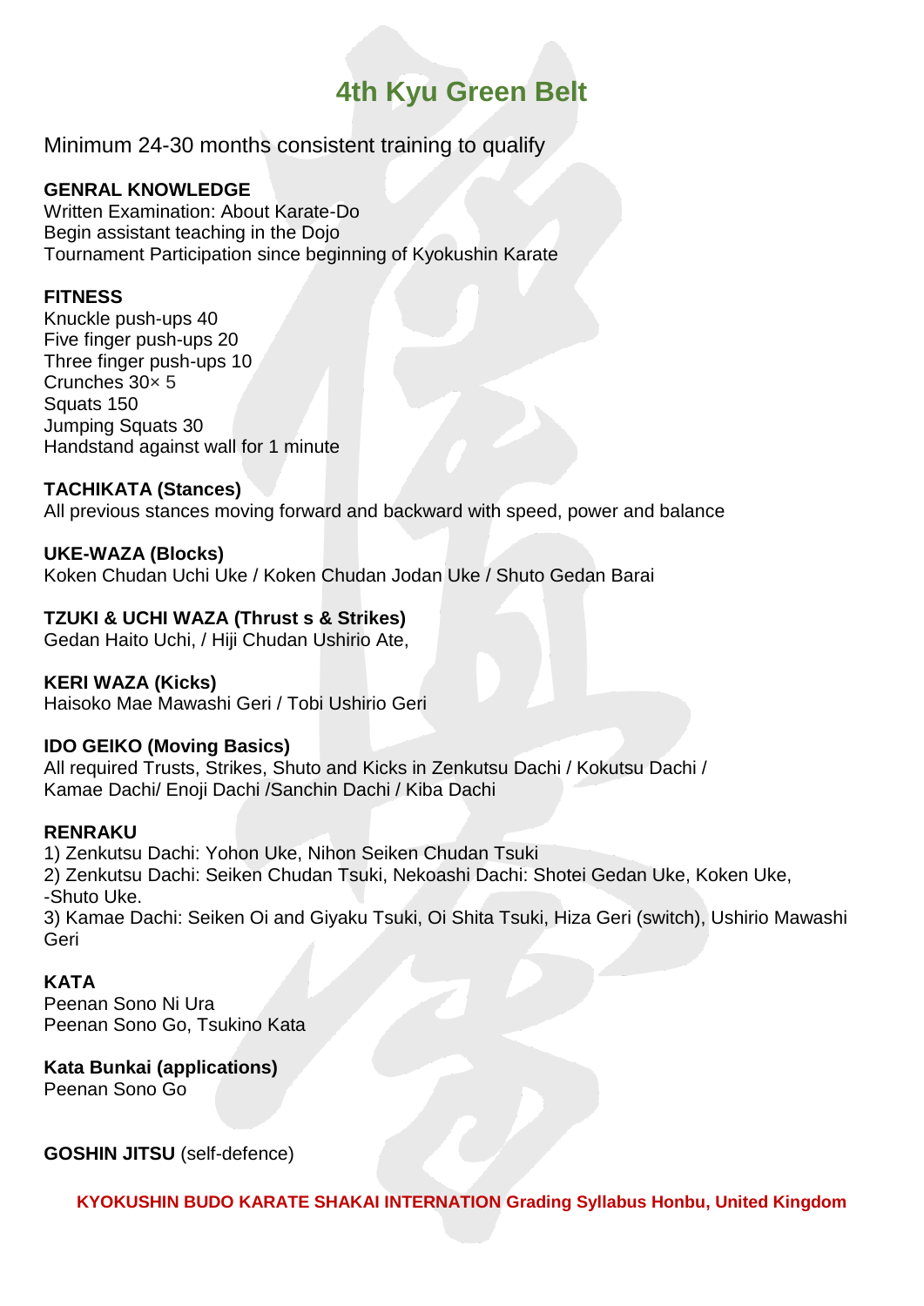# 4th Kyu Green Belt

Minimum 24-30 months consistent training to qualify

**GENRAL KNOWLEDGE**
Written Examination: About Karate-Do
Begin assistant teaching in the Dojo
Tournament Participation since beginning of Kyokushin Karate

**FITNESS**
Knuckle push-ups 40
Five finger push-ups 20
Three finger push-ups 10
Crunches 30× 5
Squats 150
Jumping Squats 30
Handstand against wall for 1 minute

**TACHIKATA (Stances)**
All previous stances moving forward and backward with speed, power and balance

**UKE-WAZA (Blocks)**
Koken Chudan Uchi Uke / Koken Chudan Jodan Uke / Shuto Gedan Barai

**TZUKI & UCHI WAZA (Thrust s & Strikes)**
Gedan Haito Uchi, / Hiji Chudan Ushirio Ate,

**KERI WAZA (Kicks)**
Haisoko Mae Mawashi Geri / Tobi Ushirio Geri

**IDO GEIKO (Moving Basics)**
All required Trusts, Strikes, Shuto and Kicks in Zenkutsu Dachi / Kokutsu Dachi / Kamae Dachi/ Enoji Dachi /Sanchin Dachi / Kiba Dachi

**RENRAKU**
1) Zenkutsu Dachi: Yohon Uke, Nihon Seiken Chudan Tsuki
2) Zenkutsu Dachi: Seiken Chudan Tsuki, Nekoashi Dachi: Shotei Gedan Uke, Koken Uke, -Shuto Uke.
3) Kamae Dachi: Seiken Oi and Giyaku Tsuki, Oi Shita Tsuki, Hiza Geri (switch), Ushirio Mawashi Geri

**KATA**
Peenan Sono Ni Ura
Peenan Sono Go, Tsukino Kata

**Kata Bunkai (applications)**
Peenan Sono Go

**GOSHIN JITSU** (self-defence)

**KYOKUSHIN BUDO KARATE SHAKAI INTERNATION Grading Syllabus Honbu, United Kingdom**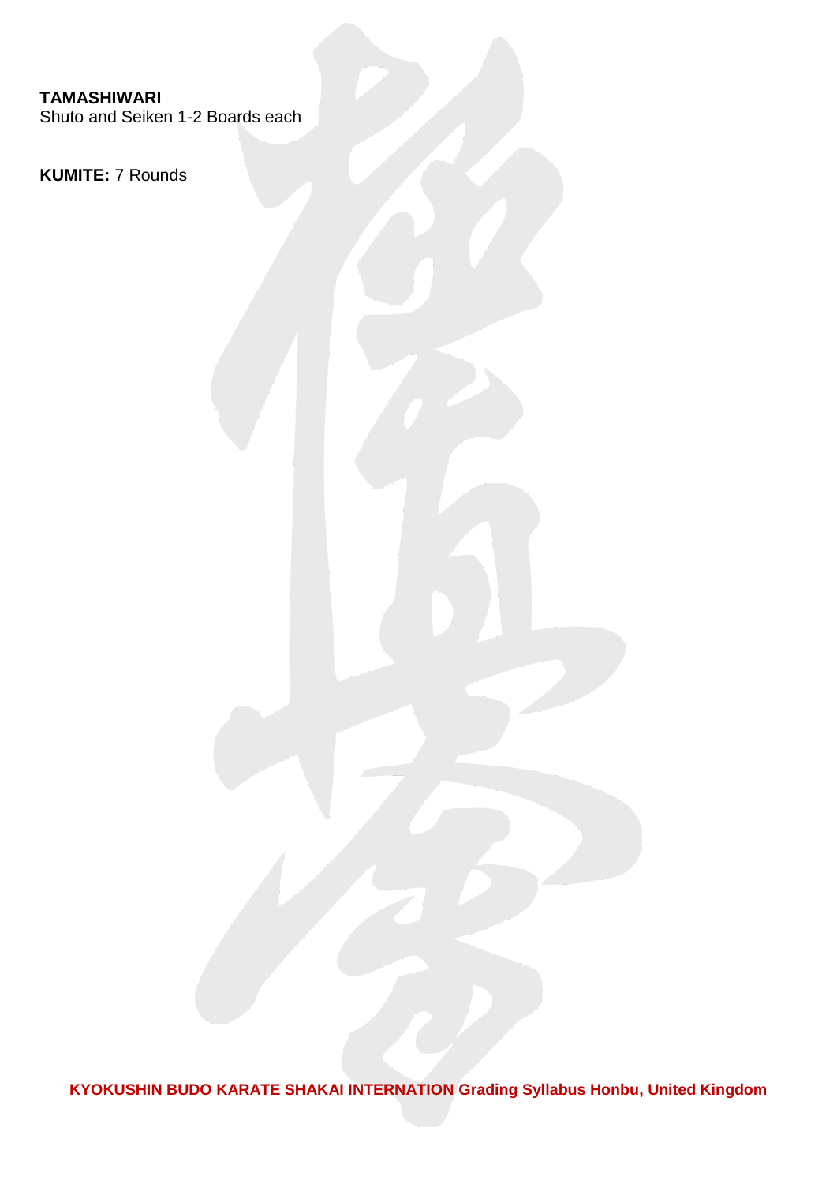**TAMASHIWARI**
Shuto and Seiken 1-2 Boards each

**KUMITE:** 7 Rounds